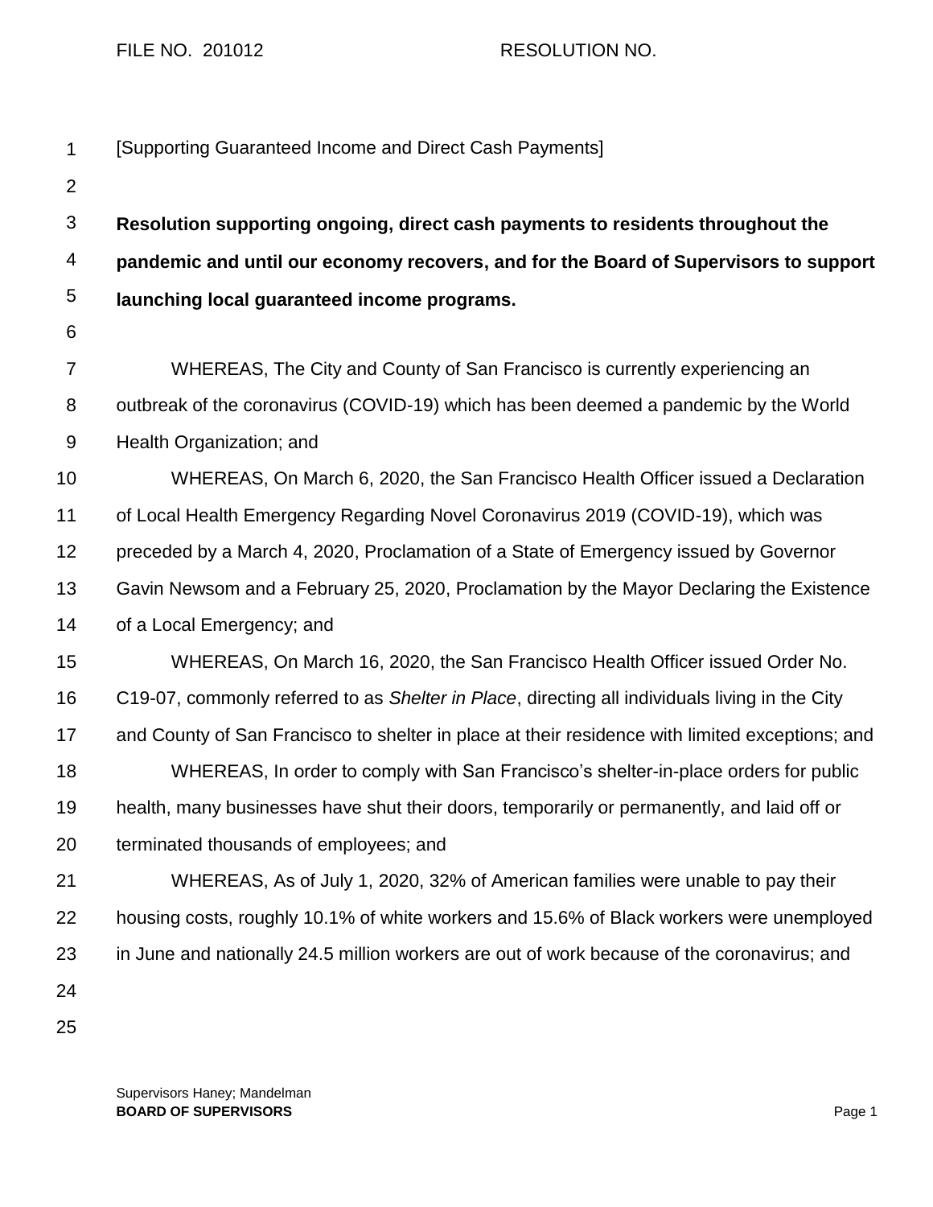FILE NO. 201012 RESOLUTION NO.

[Supporting Guaranteed Income and Direct Cash Payments]

**Resolution supporting ongoing, direct cash payments to residents throughout the pandemic and until our economy recovers, and for the Board of Supervisors to support launching local guaranteed income programs.**

WHEREAS, The City and County of San Francisco is currently experiencing an outbreak of the coronavirus (COVID-19) which has been deemed a pandemic by the World Health Organization; and

WHEREAS, On March 6, 2020, the San Francisco Health Officer issued a Declaration of Local Health Emergency Regarding Novel Coronavirus 2019 (COVID-19), which was preceded by a March 4, 2020, Proclamation of a State of Emergency issued by Governor Gavin Newsom and a February 25, 2020, Proclamation by the Mayor Declaring the Existence of a Local Emergency; and

WHEREAS, On March 16, 2020, the San Francisco Health Officer issued Order No. C19-07, commonly referred to as *Shelter in Place*, directing all individuals living in the City and County of San Francisco to shelter in place at their residence with limited exceptions; and

WHEREAS, In order to comply with San Francisco's shelter-in-place orders for public health, many businesses have shut their doors, temporarily or permanently, and laid off or terminated thousands of employees; and

WHEREAS, As of July 1, 2020, 32% of American families were unable to pay their housing costs, roughly 10.1% of white workers and 15.6% of Black workers were unemployed in June and nationally 24.5 million workers are out of work because of the coronavirus; and

Supervisors Haney; Mandelman
**BOARD OF SUPERVISORS**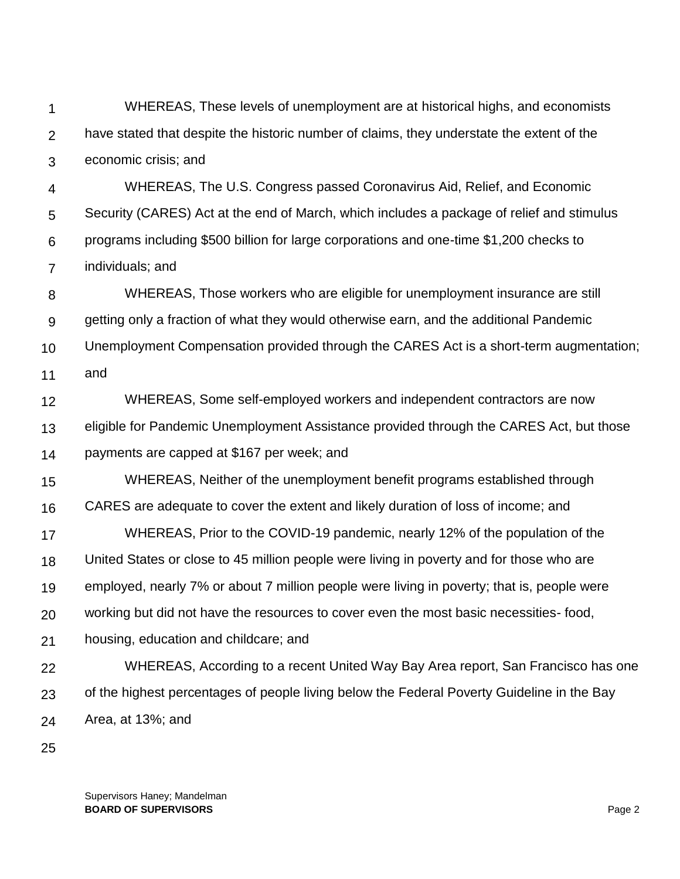WHEREAS, These levels of unemployment are at historical highs, and economists have stated that despite the historic number of claims, they understate the extent of the economic crisis; and

WHEREAS, The U.S. Congress passed Coronavirus Aid, Relief, and Economic Security (CARES) Act at the end of March, which includes a package of relief and stimulus programs including $500 billion for large corporations and one-time $1,200 checks to individuals; and

WHEREAS, Those workers who are eligible for unemployment insurance are still getting only a fraction of what they would otherwise earn, and the additional Pandemic Unemployment Compensation provided through the CARES Act is a short-term augmentation; and

WHEREAS, Some self-employed workers and independent contractors are now eligible for Pandemic Unemployment Assistance provided through the CARES Act, but those payments are capped at $167 per week; and

WHEREAS, Neither of the unemployment benefit programs established through CARES are adequate to cover the extent and likely duration of loss of income; and

WHEREAS, Prior to the COVID-19 pandemic, nearly 12% of the population of the United States or close to 45 million people were living in poverty and for those who are employed, nearly 7% or about 7 million people were living in poverty; that is, people were working but did not have the resources to cover even the most basic necessities- food, housing, education and childcare; and

WHEREAS, According to a recent United Way Bay Area report, San Francisco has one of the highest percentages of people living below the Federal Poverty Guideline in the Bay Area, at 13%; and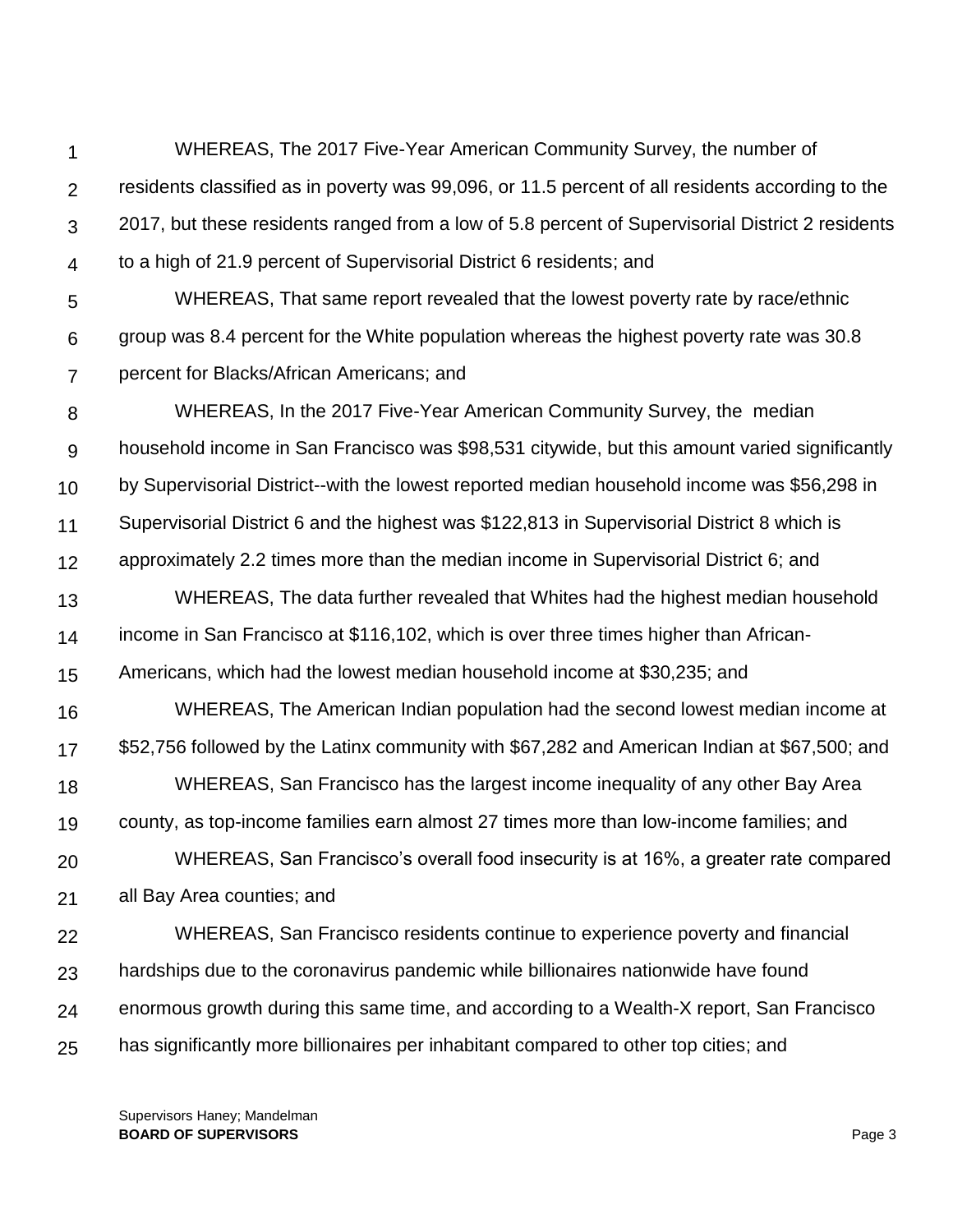WHEREAS, The 2017 Five-Year American Community Survey, the number of residents classified as in poverty was 99,096, or 11.5 percent of all residents according to the 2017, but these residents ranged from a low of 5.8 percent of Supervisorial District 2 residents to a high of 21.9 percent of Supervisorial District 6 residents; and

WHEREAS, That same report revealed that the lowest poverty rate by race/ethnic group was 8.4 percent for the White population whereas the highest poverty rate was 30.8 percent for Blacks/African Americans; and

WHEREAS, In the 2017 Five-Year American Community Survey, the median household income in San Francisco was $98,531 citywide, but this amount varied significantly by Supervisorial District--with the lowest reported median household income was $56,298 in Supervisorial District 6 and the highest was $122,813 in Supervisorial District 8 which is approximately 2.2 times more than the median income in Supervisorial District 6; and

WHEREAS, The data further revealed that Whites had the highest median household income in San Francisco at $116,102, which is over three times higher than African-Americans, which had the lowest median household income at $30,235; and

WHEREAS, The American Indian population had the second lowest median income at $52,756 followed by the Latinx community with $67,282 and American Indian at $67,500; and

WHEREAS, San Francisco has the largest income inequality of any other Bay Area county, as top-income families earn almost 27 times more than low-income families; and

WHEREAS, San Francisco's overall food insecurity is at 16%, a greater rate compared all Bay Area counties; and

WHEREAS, San Francisco residents continue to experience poverty and financial hardships due to the coronavirus pandemic while billionaires nationwide have found enormous growth during this same time, and according to a Wealth-X report, San Francisco has significantly more billionaires per inhabitant compared to other top cities; and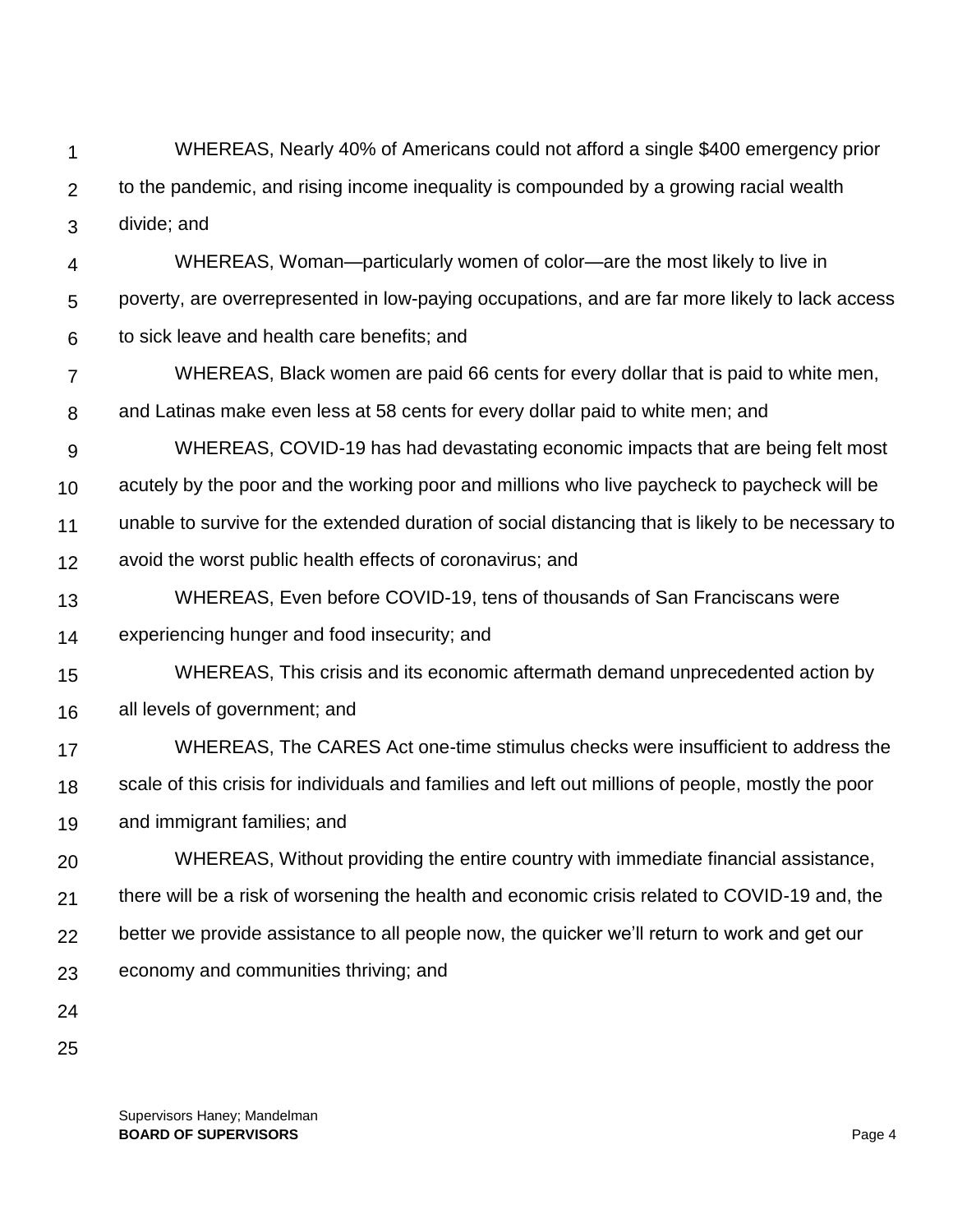WHEREAS, Nearly 40% of Americans could not afford a single $400 emergency prior to the pandemic, and rising income inequality is compounded by a growing racial wealth divide; and

WHEREAS, Woman—particularly women of color—are the most likely to live in poverty, are overrepresented in low-paying occupations, and are far more likely to lack access to sick leave and health care benefits; and

WHEREAS, Black women are paid 66 cents for every dollar that is paid to white men, and Latinas make even less at 58 cents for every dollar paid to white men; and

WHEREAS, COVID-19 has had devastating economic impacts that are being felt most acutely by the poor and the working poor and millions who live paycheck to paycheck will be unable to survive for the extended duration of social distancing that is likely to be necessary to avoid the worst public health effects of coronavirus; and

WHEREAS, Even before COVID-19, tens of thousands of San Franciscans were experiencing hunger and food insecurity; and

WHEREAS, This crisis and its economic aftermath demand unprecedented action by all levels of government; and

WHEREAS, The CARES Act one-time stimulus checks were insufficient to address the scale of this crisis for individuals and families and left out millions of people, mostly the poor and immigrant families; and

WHEREAS, Without providing the entire country with immediate financial assistance, there will be a risk of worsening the health and economic crisis related to COVID-19 and, the better we provide assistance to all people now, the quicker we'll return to work and get our economy and communities thriving; and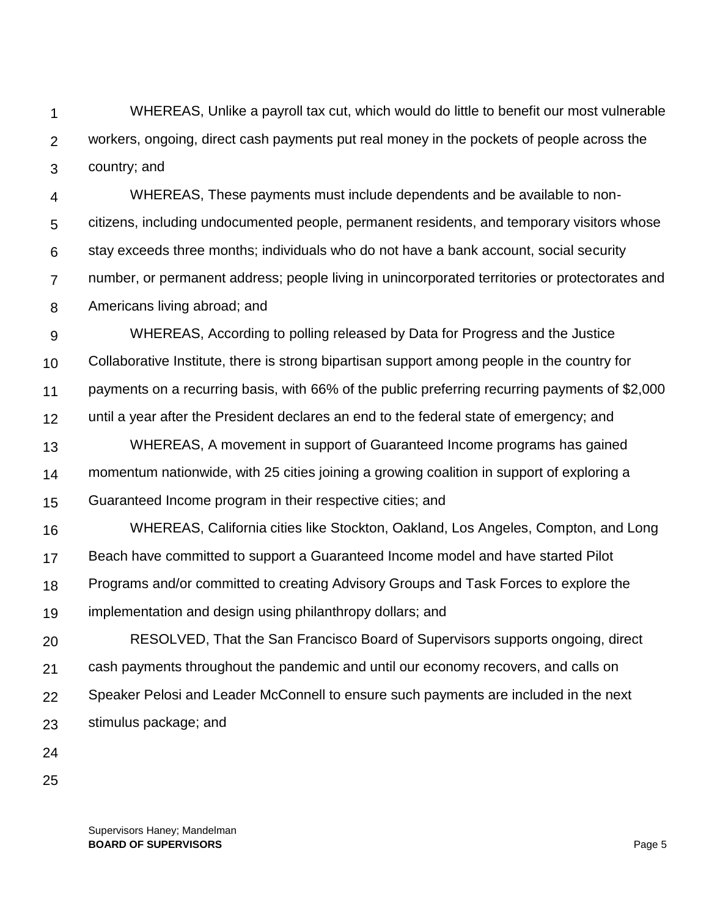WHEREAS, Unlike a payroll tax cut, which would do little to benefit our most vulnerable workers, ongoing, direct cash payments put real money in the pockets of people across the country; and

WHEREAS, These payments must include dependents and be available to non-citizens, including undocumented people, permanent residents, and temporary visitors whose stay exceeds three months; individuals who do not have a bank account, social security number, or permanent address; people living in unincorporated territories or protectorates and Americans living abroad; and

WHEREAS, According to polling released by Data for Progress and the Justice Collaborative Institute, there is strong bipartisan support among people in the country for payments on a recurring basis, with 66% of the public preferring recurring payments of $2,000 until a year after the President declares an end to the federal state of emergency; and

WHEREAS, A movement in support of Guaranteed Income programs has gained momentum nationwide, with 25 cities joining a growing coalition in support of exploring a Guaranteed Income program in their respective cities; and

WHEREAS, California cities like Stockton, Oakland, Los Angeles, Compton, and Long Beach have committed to support a Guaranteed Income model and have started Pilot Programs and/or committed to creating Advisory Groups and Task Forces to explore the implementation and design using philanthropy dollars; and

RESOLVED, That the San Francisco Board of Supervisors supports ongoing, direct cash payments throughout the pandemic and until our economy recovers, and calls on Speaker Pelosi and Leader McConnell to ensure such payments are included in the next stimulus package; and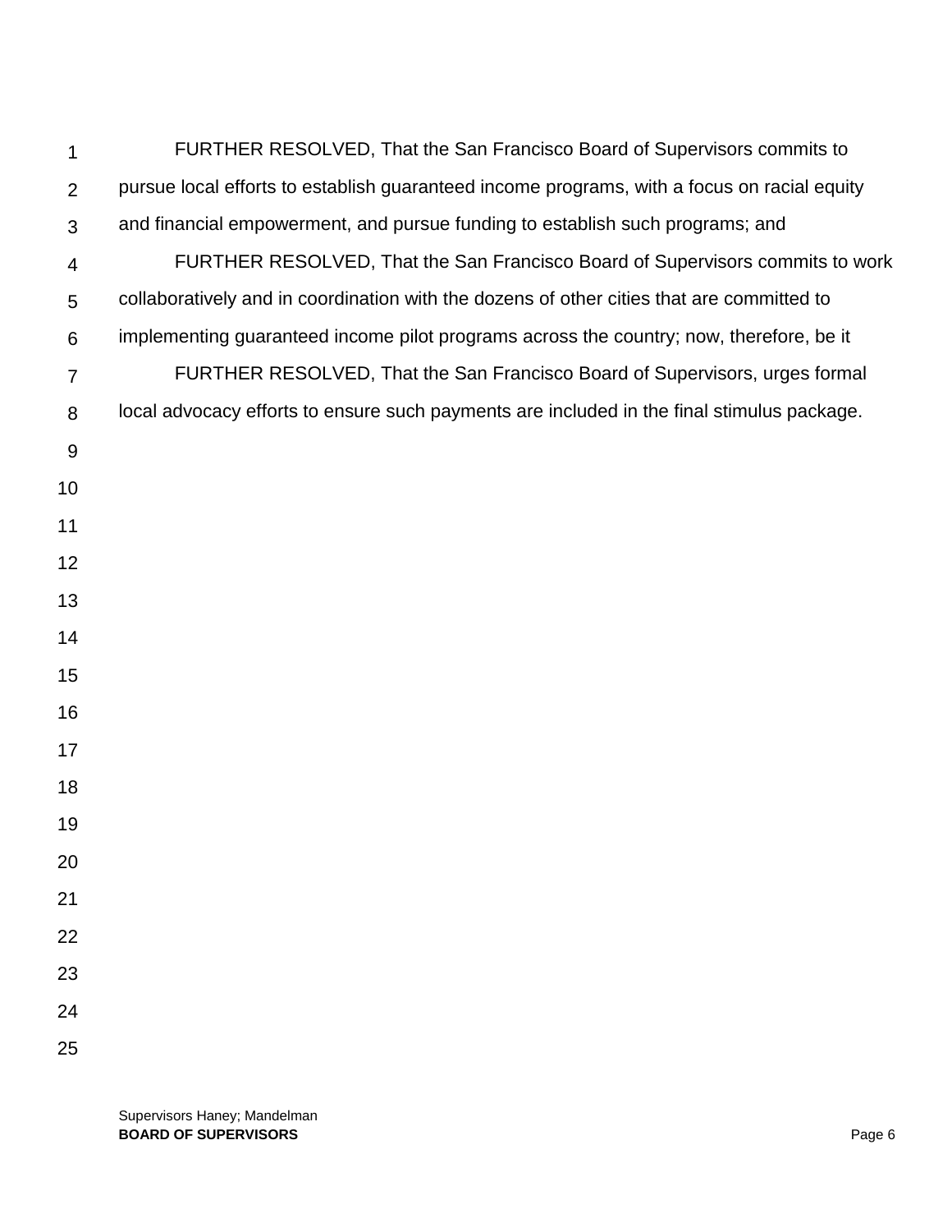FURTHER RESOLVED, That the San Francisco Board of Supervisors commits to pursue local efforts to establish guaranteed income programs, with a focus on racial equity and financial empowerment, and pursue funding to establish such programs; and

FURTHER RESOLVED, That the San Francisco Board of Supervisors commits to work collaboratively and in coordination with the dozens of other cities that are committed to implementing guaranteed income pilot programs across the country; now, therefore, be it

FURTHER RESOLVED, That the San Francisco Board of Supervisors, urges formal local advocacy efforts to ensure such payments are included in the final stimulus package.